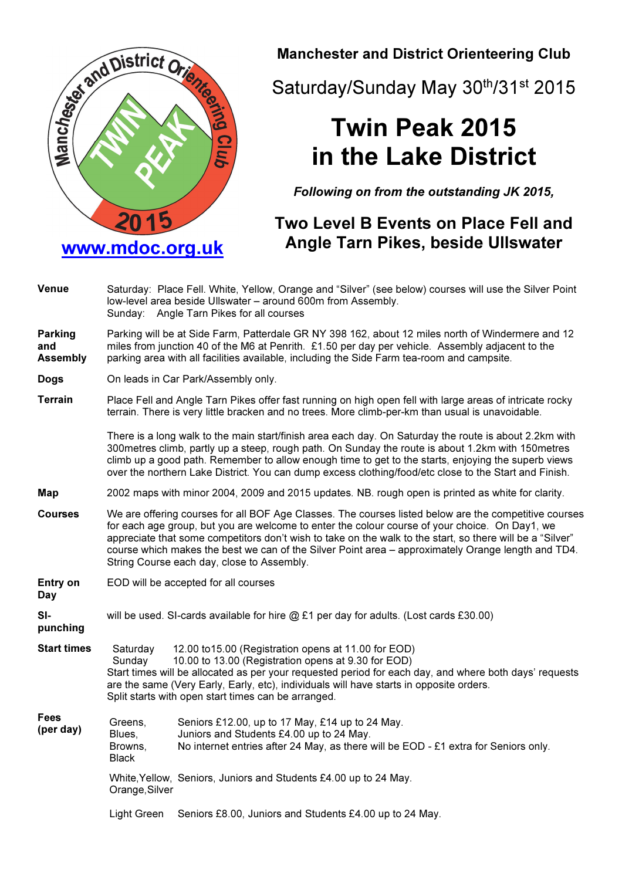Manchester and District Orienteering Club

TWIN PEAK

2015

www.mdoc.org.uk

**Manchester and District Orienteering Club**

Saturday/Sunday May 30th/31st 2015

# Twin Peak 2015 in the Lake District

***Following on from the outstanding JK 2015,***

## Two Level B Events on Place Fell and Angle Tarn Pikes, beside Ullswater

**Venue**

Saturday: Place Fell. White, Yellow, Orange and "Silver" (see below) courses will use the Silver Point low-level area beside Ullswater – around 600m from Assembly.
Sunday: Angle Tarn Pikes for all courses

**Parking and Assembly**

Parking will be at Side Farm, Patterdale GR NY 398 162, about 12 miles north of Windermere and 12 miles from junction 40 of the M6 at Penrith. £1.50 per day per vehicle. Assembly adjacent to the parking area with all facilities available, including the Side Farm tea-room and campsite.

**Dogs**

On leads in Car Park/Assembly only.

**Terrain**

Place Fell and Angle Tarn Pikes offer fast running on high open fell with large areas of intricate rocky terrain. There is very little bracken and no trees. More climb-per-km than usual is unavoidable.

There is a long walk to the main start/finish area each day. On Saturday the route is about 2.2km with 300metres climb, partly up a steep, rough path. On Sunday the route is about 1.2km with 150metres climb up a good path. Remember to allow enough time to get to the starts, enjoying the superb views over the northern Lake District. You can dump excess clothing/food/etc close to the Start and Finish.

**Map**

2002 maps with minor 2004, 2009 and 2015 updates. NB. rough open is printed as white for clarity.

**Courses**

We are offering courses for all BOF Age Classes. The courses listed below are the competitive courses for each age group, but you are welcome to enter the colour course of your choice. On Day1, we appreciate that some competitors don't wish to take on the walk to the start, so there will be a "Silver" course which makes the best we can of the Silver Point area – approximately Orange length and TD4. String Course each day, close to Assembly.

**Entry on Day**

EOD will be accepted for all courses

**SI-punching**

will be used. SI-cards available for hire @ £1 per day for adults. (Lost cards £30.00)

**Start times**

| | |
|---|---|
| Saturday | 12.00 to15.00 (Registration opens at 11.00 for EOD) |
| Sunday | 10.00 to 13.00 (Registration opens at 9.30 for EOD) |

Start times will be allocated as per your requested period for each day, and where both days' requests are the same (Very Early, Early, etc), individuals will have starts in opposite orders.
Split starts with open start times can be arranged.

**Fees (per day)**

| | |
|---|---|
| Greens, Blues, Browns, Black | Seniors £12.00, up to 17 May, £14 up to 24 May.<br>Juniors and Students £4.00 up to 24 May.<br>No internet entries after 24 May, as there will be EOD - £1 extra for Seniors only. |
| White, Yellow, Orange, Silver | Seniors, Juniors and Students £4.00 up to 24 May. |
| Light Green | Seniors £8.00, Juniors and Students £4.00 up to 24 May. |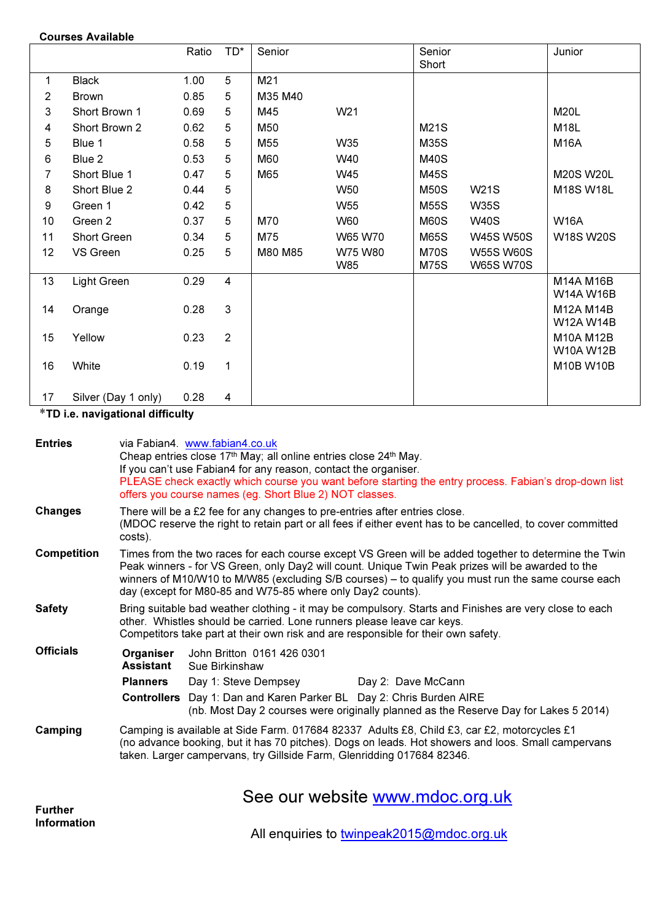**Courses Available**

| | | Ratio | TD* | Senior | | Senior Short | | Junior |
|---|---|---|---|---|---|---|---|---|
| 1 | Black | 1.00 | 5 | M21 | | | | |
| 2 | Brown | 0.85 | 5 | M35 M40 | | | | |
| 3 | Short Brown 1 | 0.69 | 5 | M45 | W21 | | | M20L |
| 4 | Short Brown 2 | 0.62 | 5 | M50 | | M21S | | M18L |
| 5 | Blue 1 | 0.58 | 5 | M55 | W35 | M35S | | M16A |
| 6 | Blue 2 | 0.53 | 5 | M60 | W40 | M40S | | |
| 7 | Short Blue 1 | 0.47 | 5 | M65 | W45 | M45S | | M20S W20L |
| 8 | Short Blue 2 | 0.44 | 5 | | W50 | M50S | W21S | M18S W18L |
| 9 | Green 1 | 0.42 | 5 | | W55 | M55S | W35S | |
| 10 | Green 2 | 0.37 | 5 | M70 | W60 | M60S | W40S | W16A |
| 11 | Short Green | 0.34 | 5 | M75 | W65 W70 | M65S | W45S W50S | W18S W20S |
| 12 | VS Green | 0.25 | 5 | M80 M85 | W75 W80 W85 | M70S M75S | W55S W60S W65S W70S | |
| 13 | Light Green | 0.29 | 4 | | | | | M14A M16B W14A W16B |
| 14 | Orange | 0.28 | 3 | | | | | M12A M14B W12A W14B |
| 15 | Yellow | 0.23 | 2 | | | | | M10A M12B W10A W12B |
| 16 | White | 0.19 | 1 | | | | | M10B W10B |
| 17 | Silver (Day 1 only) | 0.28 | 4 | | | | | |

***TD i.e. navigational difficulty**

**Entries**
via Fabian4. www.fabian4.co.uk
Cheap entries close 17th May; all online entries close 24th May.
If you can't use Fabian4 for any reason, contact the organiser.
PLEASE check exactly which course you want before starting the entry process. Fabian's drop-down list offers you course names (eg. Short Blue 2) NOT classes.

**Changes**
There will be a £2 fee for any changes to pre-entries after entries close.
(MDOC reserve the right to retain part or all fees if either event has to be cancelled, to cover committed costs).

**Competition**
Times from the two races for each course except VS Green will be added together to determine the Twin Peak winners - for VS Green, only Day2 will count. Unique Twin Peak prizes will be awarded to the winners of M10/W10 to M/W85 (excluding S/B courses) – to qualify you must run the same course each day (except for M80-85 and W75-85 where only Day2 counts).

**Safety**
Bring suitable bad weather clothing - it may be compulsory. Starts and Finishes are very close to each other. Whistles should be carried. Lone runners please leave car keys.
Competitors take part at their own risk and are responsible for their own safety.

**Officials**

**Organiser** John Britton 0161 426 0301
**Assistant** Sue Birkinshaw
**Planners** Day 1: Steve Dempsey Day 2: Dave McCann
**Controllers** Day 1: Dan and Karen Parker BL Day 2: Chris Burden AIRE
(nb. Most Day 2 courses were originally planned as the Reserve Day for Lakes 5 2014)

**Camping**
Camping is available at Side Farm. 017684 82337 Adults £8, Child £3, car £2, motorcycles £1 (no advance booking, but it has 70 pitches). Dogs on leads. Hot showers and loos. Small campervans taken. Larger campervans, try Gillside Farm, Glenridding 017684 82346.

**Further Information**

See our website www.mdoc.org.uk

All enquiries to twinpeak2015@mdoc.org.uk